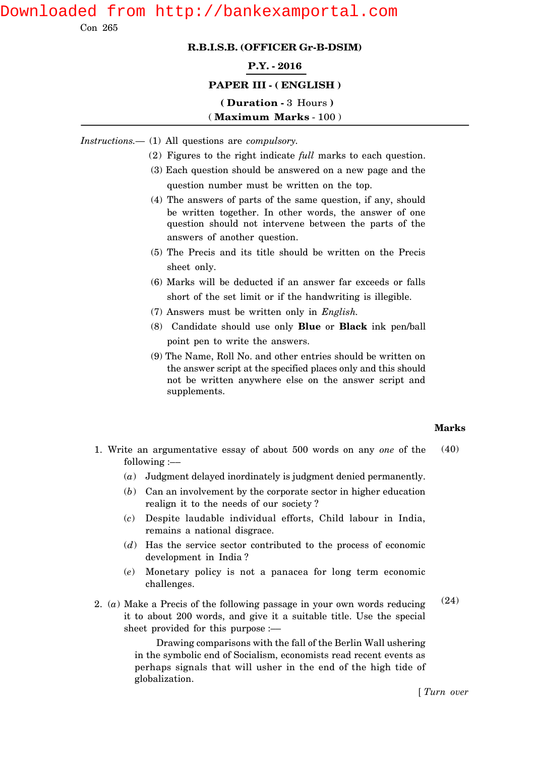Con 265

**R.B.I.S.B. (OFFICER Gr-B-DSIM)**

**P.Y. - 2016**

**PAPER III - ( ENGLISH )**

**( Duration - 3 Hours )**

**( Maximum Marks - 100 )**

*Instructions.*— (1) All questions are *compulsory.*

(2) Figures to the right indicate *full* marks to each question.

(3) Each question should be answered on a new page and the question number must be written on the top.

(4) The answers of parts of the same question, if any, should be written together. In other words, the answer of one question should not intervene between the parts of the answers of another question.

(5) The Precis and its title should be written on the Precis sheet only.

(6) Marks will be deducted if an answer far exceeds or falls short of the set limit or if the handwriting is illegible.

(7) Answers must be written only in *English.*

(8) Candidate should use only **Blue** or **Black** ink pen/ball point pen to write the answers.

(9) The Name, Roll No. and other entries should be written on the answer script at the specified places only and this should not be written anywhere else on the answer script and supplements.

**Marks**

1. Write an argumentative essay of about 500 words on any *one* of the following :— **(40)**

   (*a*) Judgment delayed inordinately is judgment denied permanently.

   (*b*) Can an involvement by the corporate sector in higher education realign it to the needs of our society ?

   (*c*) Despite laudable individual efforts, Child labour in India, remains a national disgrace.

   (*d*) Has the service sector contributed to the process of economic development in India ?

   (*e*) Monetary policy is not a panacea for long term economic challenges.

2. (*a*) Make a Precis of the following passage in your own words reducing it to about 200 words, and give it a suitable title. Use the special sheet provided for this purpose :— **(24)**

   Drawing comparisons with the fall of the Berlin Wall ushering in the symbolic end of Socialism, economists read recent events as perhaps signals that will usher in the end of the high tide of globalization.

[ *Turn over*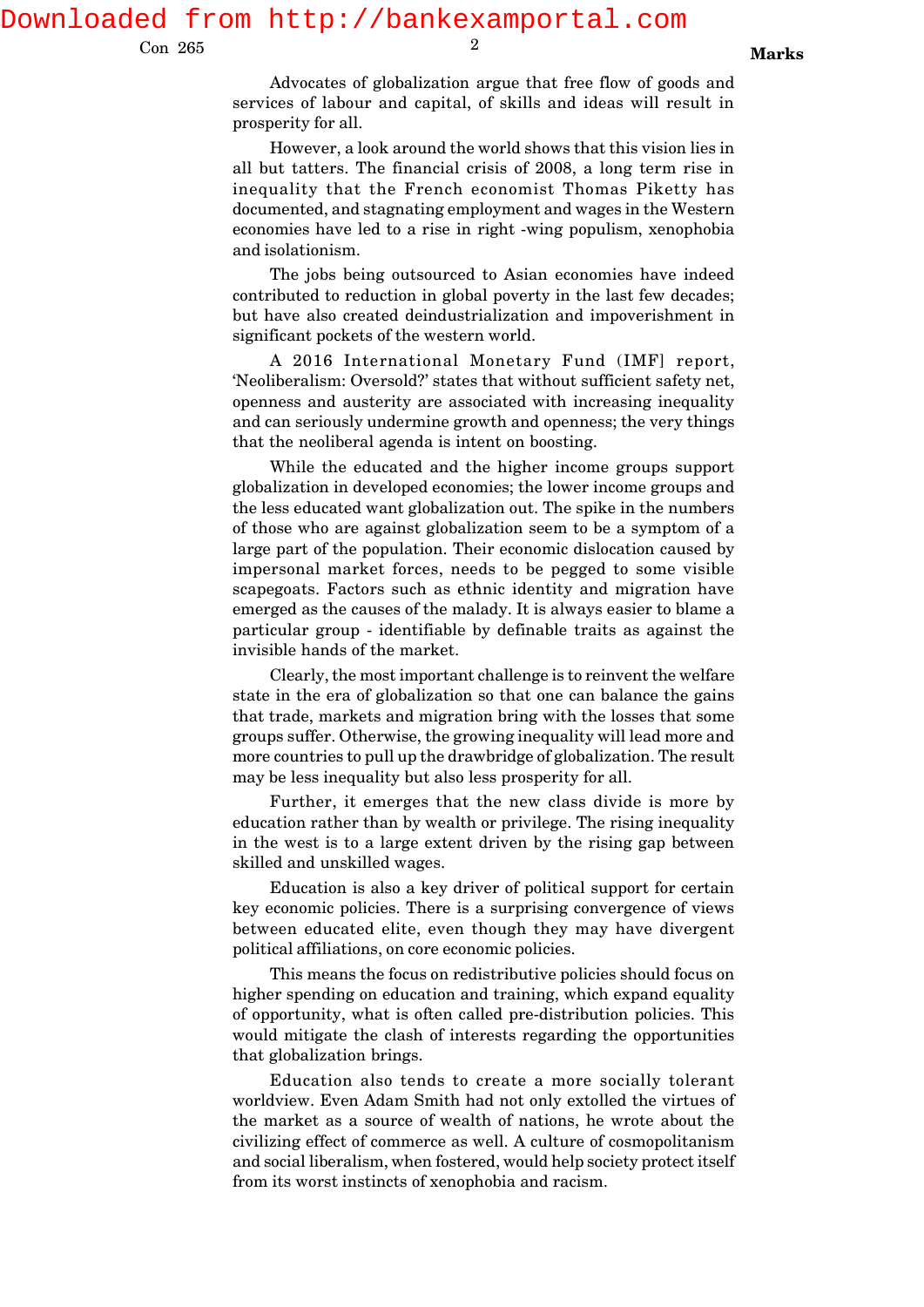Advocates of globalization argue that free flow of goods and services of labour and capital, of skills and ideas will result in prosperity for all.

However, a look around the world shows that this vision lies in all but tatters. The financial crisis of 2008, a long term rise in inequality that the French economist Thomas Piketty has documented, and stagnating employment and wages in the Western economies have led to a rise in right -wing populism, xenophobia and isolationism.

The jobs being outsourced to Asian economies have indeed contributed to reduction in global poverty in the last few decades; but have also created deindustrialization and impoverishment in significant pockets of the western world.

A 2016 International Monetary Fund (IMF] report, 'Neoliberalism: Oversold?' states that without sufficient safety net, openness and austerity are associated with increasing inequality and can seriously undermine growth and openness; the very things that the neoliberal agenda is intent on boosting.

While the educated and the higher income groups support globalization in developed economies; the lower income groups and the less educated want globalization out. The spike in the numbers of those who are against globalization seem to be a symptom of a large part of the population. Their economic dislocation caused by impersonal market forces, needs to be pegged to some visible scapegoats. Factors such as ethnic identity and migration have emerged as the causes of the malady. It is always easier to blame a particular group - identifiable by definable traits as against the invisible hands of the market.

Clearly, the most important challenge is to reinvent the welfare state in the era of globalization so that one can balance the gains that trade, markets and migration bring with the losses that some groups suffer. Otherwise, the growing inequality will lead more and more countries to pull up the drawbridge of globalization. The result may be less inequality but also less prosperity for all.

Further, it emerges that the new class divide is more by education rather than by wealth or privilege. The rising inequality in the west is to a large extent driven by the rising gap between skilled and unskilled wages.

Education is also a key driver of political support for certain key economic policies. There is a surprising convergence of views between educated elite, even though they may have divergent political affiliations, on core economic policies.

This means the focus on redistributive policies should focus on higher spending on education and training, which expand equality of opportunity, what is often called pre-distribution policies. This would mitigate the clash of interests regarding the opportunities that globalization brings.

Education also tends to create a more socially tolerant worldview. Even Adam Smith had not only extolled the virtues of the market as a source of wealth of nations, he wrote about the civilizing effect of commerce as well. A culture of cosmopolitanism and social liberalism, when fostered, would help society protect itself from its worst instincts of xenophobia and racism.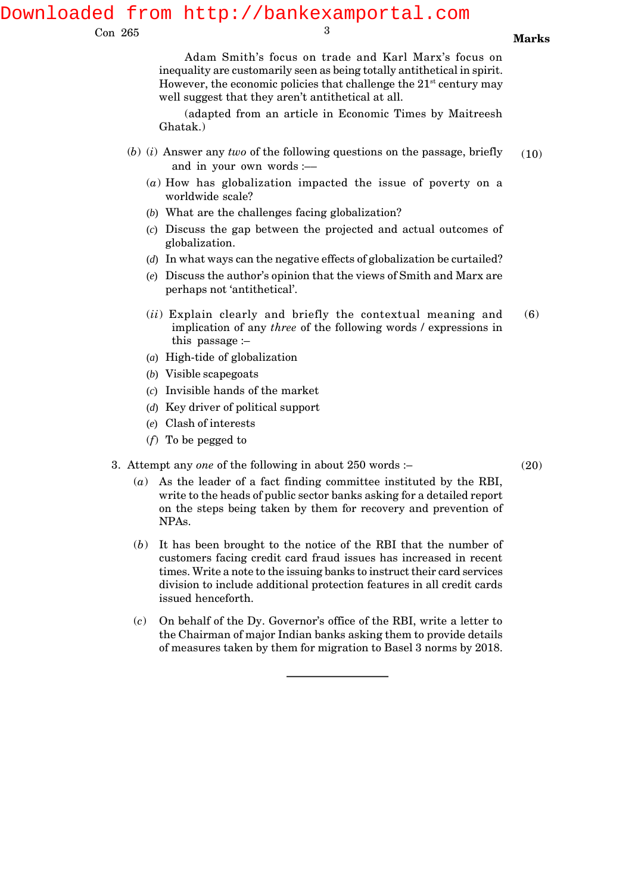Adam Smith's focus on trade and Karl Marx's focus on inequality are customarily seen as being totally antithetical in spirit. However, the economic policies that challenge the 21st century may well suggest that they aren't antithetical at all.

(adapted from an article in Economic Times by Maitreesh Ghatak.)

(*b*) (*i*) Answer any *two* of the following questions on the passage, briefly and in your own words :— **(10)**

(*a*) How has globalization impacted the issue of poverty on a worldwide scale?

(*b*) What are the challenges facing globalization?

(*c*) Discuss the gap between the projected and actual outcomes of globalization.

(*d*) In what ways can the negative effects of globalization be curtailed?

(*e*) Discuss the author's opinion that the views of Smith and Marx are perhaps not 'antithetical'.

(*ii*) Explain clearly and briefly the contextual meaning and implication of any *three* of the following words / expressions in this passage :– **(6)**

(*a*) High-tide of globalization

(*b*) Visible scapegoats

(*c*) Invisible hands of the market

(*d*) Key driver of political support

(*e*) Clash of interests

(*f*) To be pegged to

3. Attempt any *one* of the following in about 250 words :– **(20)**

(*a*) As the leader of a fact finding committee instituted by the RBI, write to the heads of public sector banks asking for a detailed report on the steps being taken by them for recovery and prevention of NPAs.

(*b*) It has been brought to the notice of the RBI that the number of customers facing credit card fraud issues has increased in recent times. Write a note to the issuing banks to instruct their card services division to include additional protection features in all credit cards issued henceforth.

(*c*) On behalf of the Dy. Governor's office of the RBI, write a letter to the Chairman of major Indian banks asking them to provide details of measures taken by them for migration to Basel 3 norms by 2018.